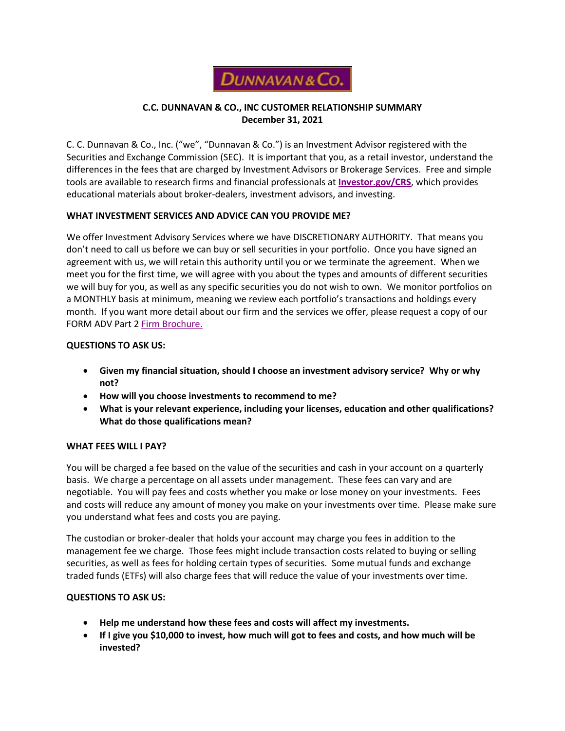# C.C. DUNNAVAN & CO., INC CUSTOMER RELATIONSHIP SUMMARY
**December 31, 2021**

C. C. Dunnavan & Co., Inc. ("we", "Dunnavan & Co.") is an Investment Advisor registered with the Securities and Exchange Commission (SEC). It is important that you, as a retail investor, understand the differences in the fees that are charged by Investment Advisors or Brokerage Services. Free and simple tools are available to research firms and financial professionals at **Investor.gov/CRS**, which provides educational materials about broker-dealers, investment advisors, and investing.

## WHAT INVESTMENT SERVICES AND ADVICE CAN YOU PROVIDE ME?

We offer Investment Advisory Services where we have DISCRETIONARY AUTHORITY. That means you don't need to call us before we can buy or sell securities in your portfolio. Once you have signed an agreement with us, we will retain this authority until you or we terminate the agreement. When we meet you for the first time, we will agree with you about the types and amounts of different securities we will buy for you, as well as any specific securities you do not wish to own. We monitor portfolios on a MONTHLY basis at minimum, meaning we review each portfolio's transactions and holdings every month. If you want more detail about our firm and the services we offer, please request a copy of our FORM ADV Part 2 Firm Brochure.

## QUESTIONS TO ASK US:

- **Given my financial situation, should I choose an investment advisory service? Why or why not?**
- **How will you choose investments to recommend to me?**
- **What is your relevant experience, including your licenses, education and other qualifications? What do those qualifications mean?**

## WHAT FEES WILL I PAY?

You will be charged a fee based on the value of the securities and cash in your account on a quarterly basis. We charge a percentage on all assets under management. These fees can vary and are negotiable. You will pay fees and costs whether you make or lose money on your investments. Fees and costs will reduce any amount of money you make on your investments over time. Please make sure you understand what fees and costs you are paying.

The custodian or broker-dealer that holds your account may charge you fees in addition to the management fee we charge. Those fees might include transaction costs related to buying or selling securities, as well as fees for holding certain types of securities. Some mutual funds and exchange traded funds (ETFs) will also charge fees that will reduce the value of your investments over time.

## QUESTIONS TO ASK US:

- **Help me understand how these fees and costs will affect my investments.**
- **If I give you $10,000 to invest, how much will got to fees and costs, and how much will be invested?**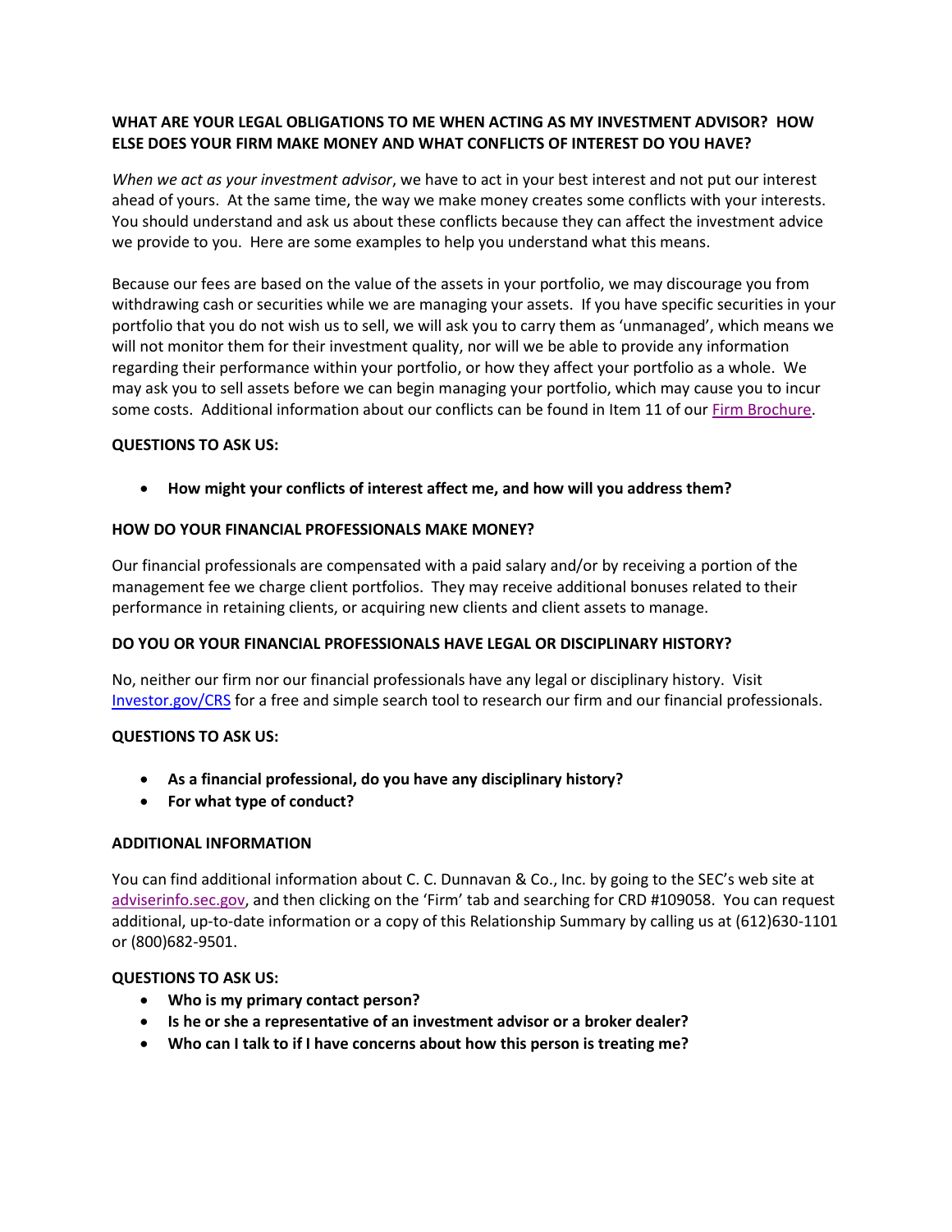**WHAT ARE YOUR LEGAL OBLIGATIONS TO ME WHEN ACTING AS MY INVESTMENT ADVISOR? HOW ELSE DOES YOUR FIRM MAKE MONEY AND WHAT CONFLICTS OF INTEREST DO YOU HAVE?**

*When we act as your investment advisor*, we have to act in your best interest and not put our interest ahead of yours. At the same time, the way we make money creates some conflicts with your interests. You should understand and ask us about these conflicts because they can affect the investment advice we provide to you. Here are some examples to help you understand what this means.

Because our fees are based on the value of the assets in your portfolio, we may discourage you from withdrawing cash or securities while we are managing your assets. If you have specific securities in your portfolio that you do not wish us to sell, we will ask you to carry them as 'unmanaged', which means we will not monitor them for their investment quality, nor will we be able to provide any information regarding their performance within your portfolio, or how they affect your portfolio as a whole. We may ask you to sell assets before we can begin managing your portfolio, which may cause you to incur some costs. Additional information about our conflicts can be found in Item 11 of our Firm Brochure.

**QUESTIONS TO ASK US:**

- **How might your conflicts of interest affect me, and how will you address them?**

**HOW DO YOUR FINANCIAL PROFESSIONALS MAKE MONEY?**

Our financial professionals are compensated with a paid salary and/or by receiving a portion of the management fee we charge client portfolios. They may receive additional bonuses related to their performance in retaining clients, or acquiring new clients and client assets to manage.

**DO YOU OR YOUR FINANCIAL PROFESSIONALS HAVE LEGAL OR DISCIPLINARY HISTORY?**

No, neither our firm nor our financial professionals have any legal or disciplinary history. Visit Investor.gov/CRS for a free and simple search tool to research our firm and our financial professionals.

**QUESTIONS TO ASK US:**

- **As a financial professional, do you have any disciplinary history?**
- **For what type of conduct?**

**ADDITIONAL INFORMATION**

You can find additional information about C. C. Dunnavan & Co., Inc. by going to the SEC's web site at adviserinfo.sec.gov, and then clicking on the 'Firm' tab and searching for CRD #109058. You can request additional, up-to-date information or a copy of this Relationship Summary by calling us at (612)630-1101 or (800)682-9501.

**QUESTIONS TO ASK US:**

- **Who is my primary contact person?**
- **Is he or she a representative of an investment advisor or a broker dealer?**
- **Who can I talk to if I have concerns about how this person is treating me?**